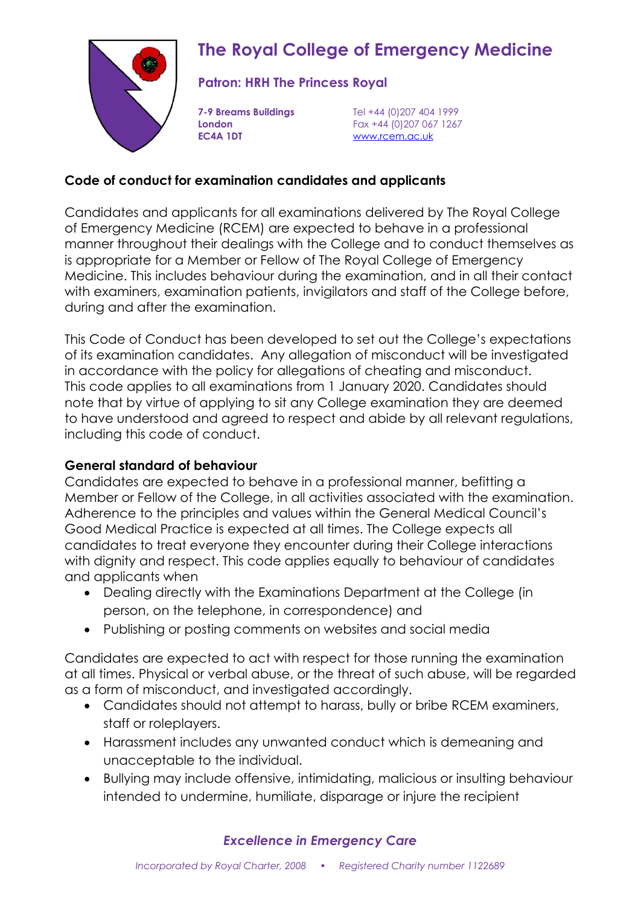# The Royal College of Emergency Medicine

**Patron: HRH The Princess Royal**

**7-9 Breams Buildings**
**London**
**EC4A 1DT**

Tel +44 (0)207 404 1999
Fax +44 (0)207 067 1267
www.rcem.ac.uk

## Code of conduct for examination candidates and applicants

Candidates and applicants for all examinations delivered by The Royal College of Emergency Medicine (RCEM) are expected to behave in a professional manner throughout their dealings with the College and to conduct themselves as is appropriate for a Member or Fellow of The Royal College of Emergency Medicine. This includes behaviour during the examination, and in all their contact with examiners, examination patients, invigilators and staff of the College before, during and after the examination.

This Code of Conduct has been developed to set out the College's expectations of its examination candidates. Any allegation of misconduct will be investigated in accordance with the policy for allegations of cheating and misconduct. This code applies to all examinations from 1 January 2020. Candidates should note that by virtue of applying to sit any College examination they are deemed to have understood and agreed to respect and abide by all relevant regulations, including this code of conduct.

### General standard of behaviour

Candidates are expected to behave in a professional manner, befitting a Member or Fellow of the College, in all activities associated with the examination. Adherence to the principles and values within the General Medical Council's Good Medical Practice is expected at all times. The College expects all candidates to treat everyone they encounter during their College interactions with dignity and respect. This code applies equally to behaviour of candidates and applicants when

- Dealing directly with the Examinations Department at the College (in person, on the telephone, in correspondence) and
- Publishing or posting comments on websites and social media

Candidates are expected to act with respect for those running the examination at all times. Physical or verbal abuse, or the threat of such abuse, will be regarded as a form of misconduct, and investigated accordingly.

- Candidates should not attempt to harass, bully or bribe RCEM examiners, staff or roleplayers.
- Harassment includes any unwanted conduct which is demeaning and unacceptable to the individual.
- Bullying may include offensive, intimidating, malicious or insulting behaviour intended to undermine, humiliate, disparage or injure the recipient

*Excellence in Emergency Care*

*Incorporated by Royal Charter, 2008 • Registered Charity number 1122689*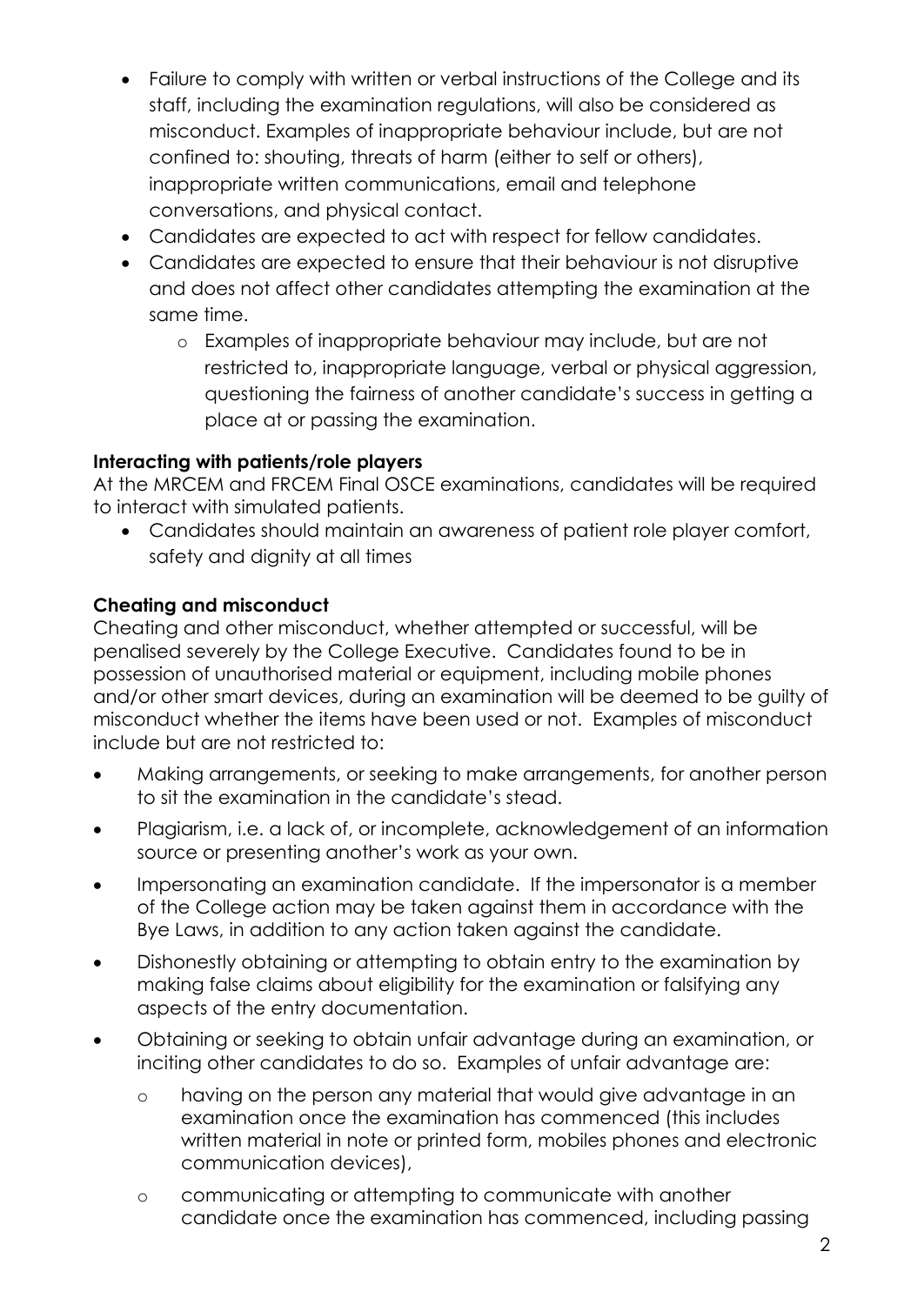- Failure to comply with written or verbal instructions of the College and its staff, including the examination regulations, will also be considered as misconduct. Examples of inappropriate behaviour include, but are not confined to: shouting, threats of harm (either to self or others), inappropriate written communications, email and telephone conversations, and physical contact.
- Candidates are expected to act with respect for fellow candidates.
- Candidates are expected to ensure that their behaviour is not disruptive and does not affect other candidates attempting the examination at the same time.
    - Examples of inappropriate behaviour may include, but are not restricted to, inappropriate language, verbal or physical aggression, questioning the fairness of another candidate's success in getting a place at or passing the examination.

**Interacting with patients/role players**

At the MRCEM and FRCEM Final OSCE examinations, candidates will be required to interact with simulated patients.

- Candidates should maintain an awareness of patient role player comfort, safety and dignity at all times

**Cheating and misconduct**

Cheating and other misconduct, whether attempted or successful, will be penalised severely by the College Executive. Candidates found to be in possession of unauthorised material or equipment, including mobile phones and/or other smart devices, during an examination will be deemed to be guilty of misconduct whether the items have been used or not. Examples of misconduct include but are not restricted to:

- Making arrangements, or seeking to make arrangements, for another person to sit the examination in the candidate's stead.
- Plagiarism, i.e. a lack of, or incomplete, acknowledgement of an information source or presenting another's work as your own.
- Impersonating an examination candidate. If the impersonator is a member of the College action may be taken against them in accordance with the Bye Laws, in addition to any action taken against the candidate.
- Dishonestly obtaining or attempting to obtain entry to the examination by making false claims about eligibility for the examination or falsifying any aspects of the entry documentation.
- Obtaining or seeking to obtain unfair advantage during an examination, or inciting other candidates to do so. Examples of unfair advantage are:
    - having on the person any material that would give advantage in an examination once the examination has commenced (this includes written material in note or printed form, mobiles phones and electronic communication devices),
    - communicating or attempting to communicate with another candidate once the examination has commenced, including passing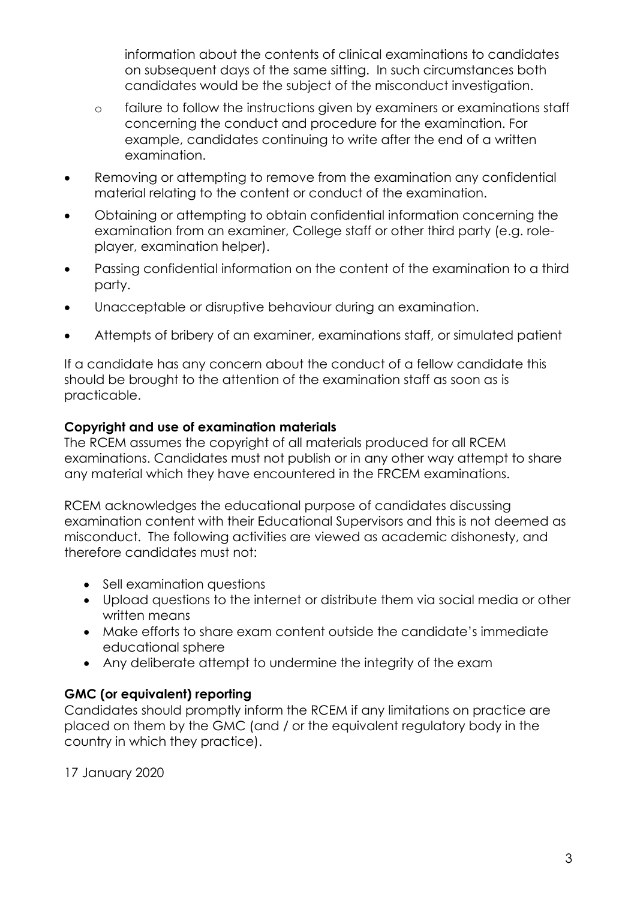information about the contents of clinical examinations to candidates on subsequent days of the same sitting. In such circumstances both candidates would be the subject of the misconduct investigation.

  - failure to follow the instructions given by examiners or examinations staff concerning the conduct and procedure for the examination. For example, candidates continuing to write after the end of a written examination.

- Removing or attempting to remove from the examination any confidential material relating to the content or conduct of the examination.
- Obtaining or attempting to obtain confidential information concerning the examination from an examiner, College staff or other third party (e.g. role-player, examination helper).
- Passing confidential information on the content of the examination to a third party.
- Unacceptable or disruptive behaviour during an examination.
- Attempts of bribery of an examiner, examinations staff, or simulated patient

If a candidate has any concern about the conduct of a fellow candidate this should be brought to the attention of the examination staff as soon as is practicable.

**Copyright and use of examination materials**

The RCEM assumes the copyright of all materials produced for all RCEM examinations. Candidates must not publish or in any other way attempt to share any material which they have encountered in the FRCEM examinations.

RCEM acknowledges the educational purpose of candidates discussing examination content with their Educational Supervisors and this is not deemed as misconduct. The following activities are viewed as academic dishonesty, and therefore candidates must not:

- Sell examination questions
- Upload questions to the internet or distribute them via social media or other written means
- Make efforts to share exam content outside the candidate's immediate educational sphere
- Any deliberate attempt to undermine the integrity of the exam

**GMC (or equivalent) reporting**

Candidates should promptly inform the RCEM if any limitations on practice are placed on them by the GMC (and / or the equivalent regulatory body in the country in which they practice).

17 January 2020